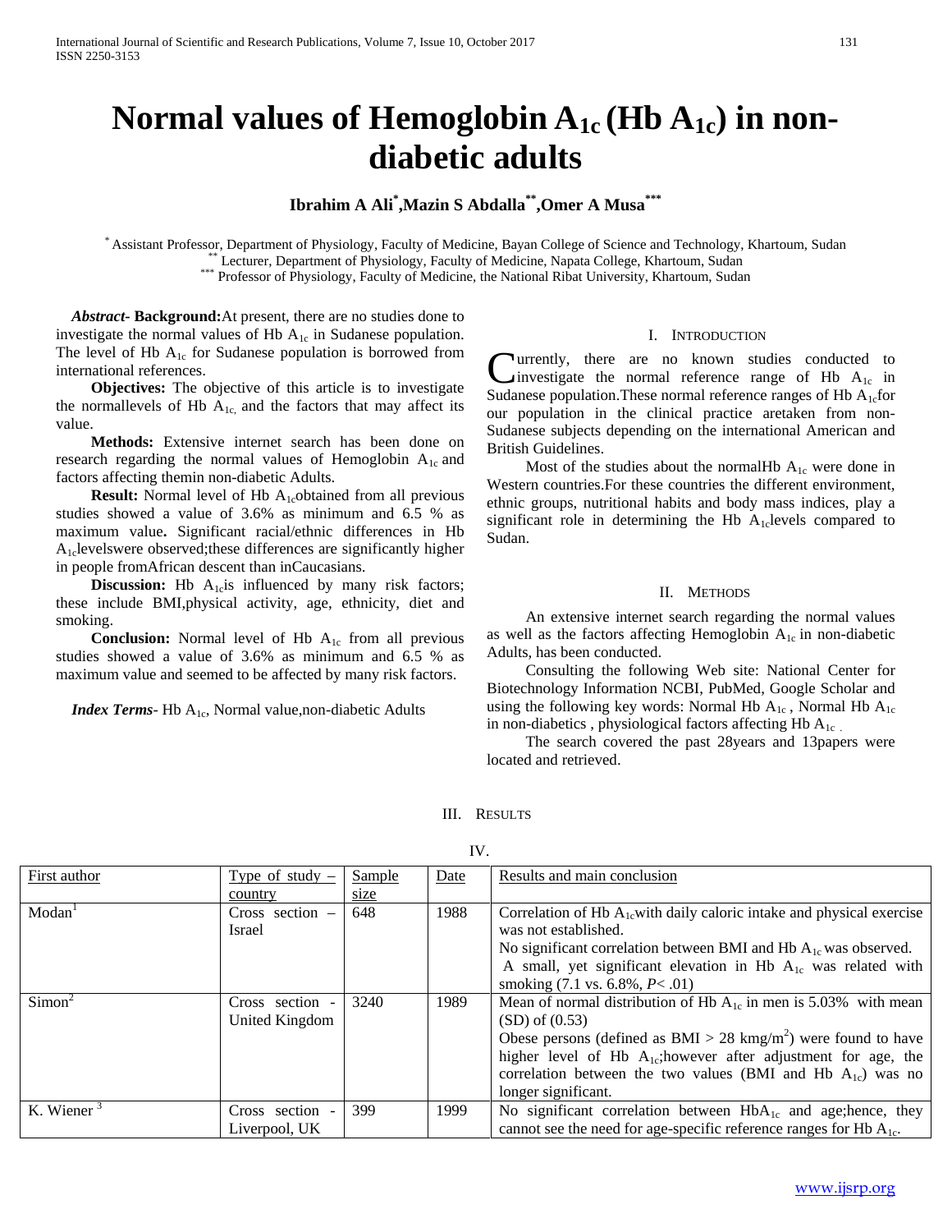# Normal values of Hemoglobin $A_{1c}$ (Hb $A_{1c}$) in non-diabetic adults

**Ibrahim A Ali[*], Mazin S Abdalla[**], Omer A Musa[***]**

[*] Assistant Professor, Department of Physiology, Faculty of Medicine, Bayan College of Science and Technology, Khartoum, Sudan
[**] Lecturer, Department of Physiology, Faculty of Medicine, Napata College, Khartoum, Sudan
[***] Professor of Physiology, Faculty of Medicine, the National Ribat University, Khartoum, Sudan

***Abstract*- Background:** At present, there are no studies done to investigate the normal values of Hb $A_{1c}$ in Sudanese population. The level of Hb $A_{1c}$ for Sudanese population is borrowed from international references.

**Objectives:** The objective of this article is to investigate the normallevels of Hb $A_{1c,}$ and the factors that may affect its value.

**Methods:** Extensive internet search has been done on research regarding the normal values of Hemoglobin $A_{1c}$ and factors affecting themin non-diabetic Adults.

**Result:** Normal level of Hb $A_{1c}$obtained from all previous studies showed a value of 3.6% as minimum and 6.5 % as maximum value**.** Significant racial/ethnic differences in Hb $A_{1c}$levelswere observed;these differences are significantly higher in people fromAfrican descent than inCaucasians.

**Discussion:** Hb $A_{1c}$is influenced by many risk factors; these include BMI,physical activity, age, ethnicity, diet and smoking.

**Conclusion:** Normal level of Hb $A_{1c}$ from all previous studies showed a value of 3.6% as minimum and 6.5 % as maximum value and seemed to be affected by many risk factors.

***Index Terms*-** Hb $A_{1c}$, Normal value,non-diabetic Adults

## I. Introduction

Currently, there are no known studies conducted to investigate the normal reference range of Hb $A_{1c}$ in Sudanese population.These normal reference ranges of Hb $A_{1c}$for our population in the clinical practice aretaken from non-Sudanese subjects depending on the international American and British Guidelines.

Most of the studies about the normalHb $A_{1c}$ were done in Western countries.For these countries the different environment, ethnic groups, nutritional habits and body mass indices, play a significant role in determining the Hb $A_{1c}$levels compared to Sudan.

## II. Methods

An extensive internet search regarding the normal values as well as the factors affecting Hemoglobin $A_{1c}$ in non-diabetic Adults, has been conducted.

Consulting the following Web site: National Center for Biotechnology Information NCBI, PubMed, Google Scholar and using the following key words: Normal Hb $A_{1c}$ , Normal Hb $A_{1c}$ in non-diabetics , physiological factors affecting Hb $A_{1c}$ .

The search covered the past 28years and 13papers were located and retrieved.

## III. Results

IV.

| First author | Type of study – country | Sample size | Date | Results and main conclusion |
|---|---|---|---|---|
| Modan[1] | Cross section – Israel | 648 | 1988 | Correlation of Hb $A_{1c}$with daily caloric intake and physical exercise was not established.<br>No significant correlation between BMI and Hb $A_{1c}$ was observed.<br>A small, yet significant elevation in Hb $A_{1c}$ was related with smoking (7.1 vs. 6.8%, *P*< .01) |
| Simon[2] | Cross section - United Kingdom | 3240 | 1989 | Mean of normal distribution of Hb $A_{1c}$ in men is 5.03% with mean (SD) of (0.53)<br>Obese persons (defined as BMI > 28 kmg/m$^2$) were found to have higher level of Hb $A_{1c}$;however after adjustment for age, the correlation between the two values (BMI and Hb $A_{1c}$) was no longer significant. |
| K. Wiener[3] | Cross section - Liverpool, UK | 399 | 1999 | No significant correlation between Hb$A_{1c}$ and age;hence, they cannot see the need for age-specific reference ranges for Hb $A_{1c}$. |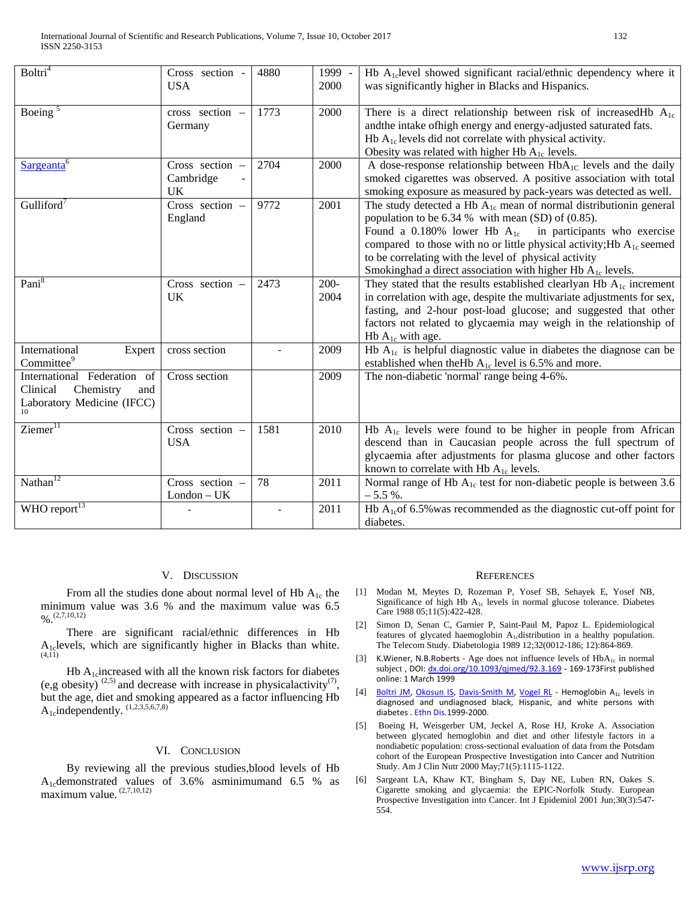| Boltri[4] | Cross section - USA | 4880 | 1999 - 2000 | Hb $A_{1c}$level showed significant racial/ethnic dependency where it was significantly higher in Blacks and Hispanics. |
|---|---|---|---|---|
| Boeing [5] | cross section – Germany | 1773 | 2000 | There is a direct relationship between risk of increasedHb $A_{1c}$ andthe intake ofhigh energy and energy-adjusted saturated fats. Hb $A_{1c}$ levels did not correlate with physical activity. Obesity was related with higher Hb $A_{1c}$ levels. |
| Sargeanta[6] | Cross section – Cambridge - UK | 2704 | 2000 | A dose-response relationship between $HbA_{1C}$ levels and the daily smoked cigarettes was observed. A positive association with total smoking exposure as measured by pack-years was detected as well. |
| Gulliford[7] | Cross section – England | 9772 | 2001 | The study detected a Hb $A_{1c}$ mean of normal distributionin general population to be 6.34 % with mean (SD) of (0.85). Found a 0.180% lower Hb $A_{1c}$ in participants who exercise compared to those with no or little physical activity;Hb $A_{1c}$ seemed to be correlating with the level of physical activity Smokinghad a direct association with higher Hb $A_{1c}$ levels. |
| Pani[8] | Cross section – UK | 200-2004 | | They stated that the results established clearlyan Hb $A_{1c}$ increment in correlation with age, despite the multivariate adjustments for sex, fasting, and 2-hour post-load glucose; and suggested that other factors not related to glycaemia may weigh in the relationship of Hb $A_{1c}$ with age. |
| International Expert Committee[9] | cross section | - | 2009 | Hb $A_{1c}$ is helpful diagnostic value in diabetes the diagnose can be established when theHb $A_{1c}$ level is 6.5% and more. |
| International Federation of Clinical Chemistry and Laboratory Medicine (IFCC) [10] | Cross section | | 2009 | The non-diabetic 'normal' range being 4-6%. |
| Ziemer[11] | Cross section – USA | 1581 | 2010 | Hb $A_{1c}$ levels were found to be higher in people from African descend than in Caucasian people across the full spectrum of glycaemia after adjustments for plasma glucose and other factors known to correlate with Hb $A_{1c}$ levels. |
| Nathan[12] | Cross section – London – UK | 78 | 2011 | Normal range of Hb $A_{1c}$ test for non-diabetic people is between 3.6 – 5.5 %. |
| WHO report[13] | - | - | 2011 | Hb $A_{1c}$of 6.5%was recommended as the diagnostic cut-off point for diabetes. |

## V. Discussion

From all the studies done about normal level of Hb $A_{1c}$ the minimum value was 3.6 % and the maximum value was 6.5 %.[2,7,10,12]

There are significant racial/ethnic differences in Hb $A_{1c}$levels, which are significantly higher in Blacks than white.[4,11]

Hb $A_{1c}$increased with all the known risk factors for diabetes (e,g obesity) [2,5] and decrease with increase in physicalactivity[7], but the age, diet and smoking appeared as a factor influencing Hb $A_{1c}$independently. [1,2,3,5,6,7,8]

## VI. Conclusion

By reviewing all the previous studies,blood levels of Hb $A_{1c}$demonstrated values of 3.6% asminimumand 6.5 % as maximum value. [2,7,10,12]

## References

[1] Modan M, Meytes D, Rozeman P, Yosef SB, Sehayek E, Yosef NB, Significance of high Hb $A_{1c}$ levels in normal glucose tolerance. Diabetes Care 1988 05;11(5):422-428.

[2] Simon D, Senan C, Garnier P, Saint-Paul M, Papoz L. Epidemiological features of glycated haemoglobin $A_{1c}$distribution in a healthy population. The Telecom Study. Diabetologia 1989 12;32(0012-186; 12):864-869.

[3] K.Wiener, N.B.Roberts - Age does not influence levels of $HbA_{1c}$ in normal subject , DOI: dx.doi.org/10.1093/qjmed/92.3.169 - 169-173First published online: 1 March 1999

[4] Boltri JM, Okosun IS, Davis-Smith M, Vogel RL - Hemoglobin $A_{1c}$ levels in diagnosed and undiagnosed black, Hispanic, and white persons with diabetes . Ethn Dis.1999-2000.

[5] Boeing H, Weisgerber UM, Jeckel A, Rose HJ, Kroke A. Association between glycated hemoglobin and diet and other lifestyle factors in a nondiabetic population: cross-sectional evaluation of data from the Potsdam cohort of the European Prospective Investigation into Cancer and Nutrition Study. Am J Clin Nutr 2000 May;71(5):1115-1122.

[6] Sargeant LA, Khaw KT, Bingham S, Day NE, Luben RN, Oakes S. Cigarette smoking and glycaemia: the EPIC-Norfolk Study. European Prospective Investigation into Cancer. Int J Epidemiol 2001 Jun;30(3):547-554.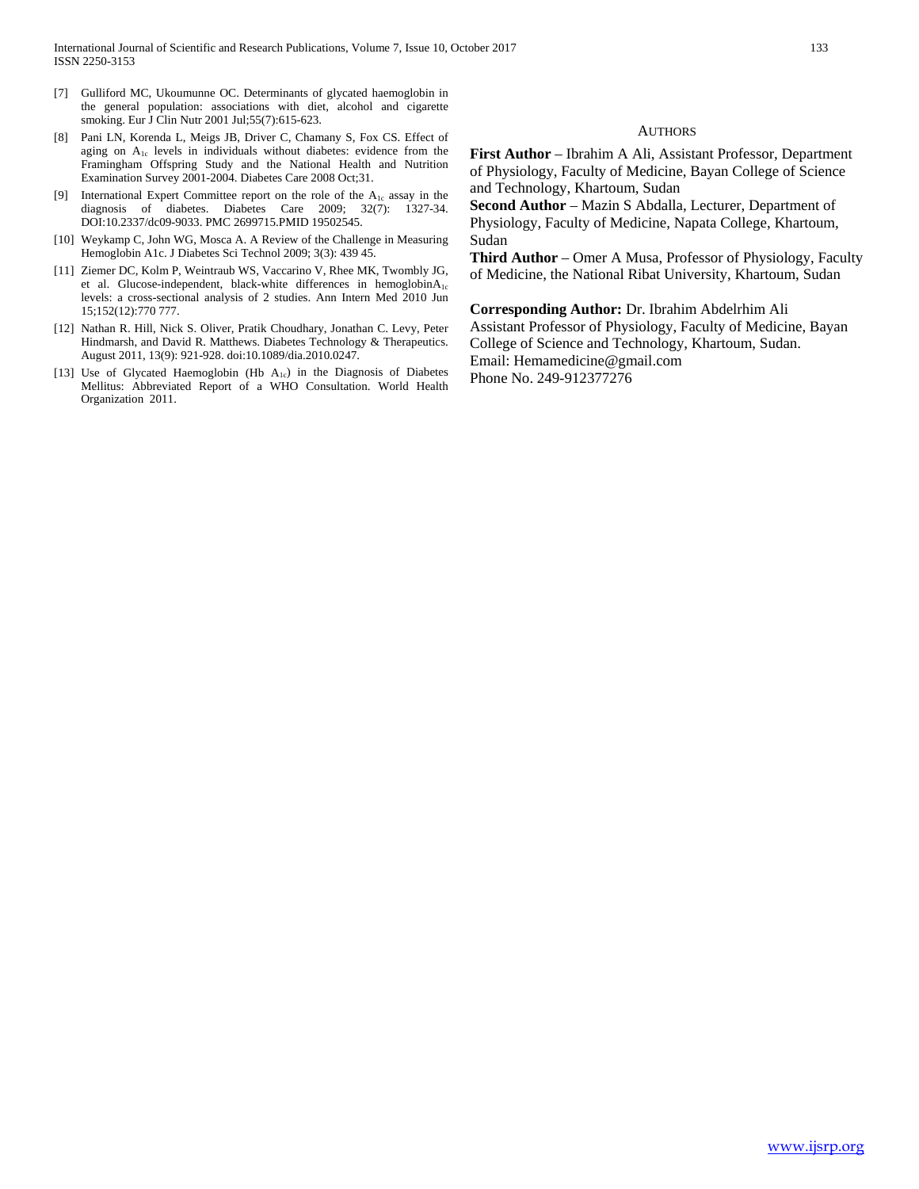[7] Gulliford MC, Ukoumunne OC. Determinants of glycated haemoglobin in the general population: associations with diet, alcohol and cigarette smoking. Eur J Clin Nutr 2001 Jul;55(7):615-623.

[8] Pani LN, Korenda L, Meigs JB, Driver C, Chamany S, Fox CS. Effect of aging on $A_{1c}$ levels in individuals without diabetes: evidence from the Framingham Offspring Study and the National Health and Nutrition Examination Survey 2001-2004. Diabetes Care 2008 Oct;31.

[9] International Expert Committee report on the role of the $A_{1c}$ assay in the diagnosis of diabetes. Diabetes Care 2009; 32(7): 1327-34. DOI:10.2337/dc09-9033. PMC 2699715.PMID 19502545.

[10] Weykamp C, John WG, Mosca A. A Review of the Challenge in Measuring Hemoglobin A1c. J Diabetes Sci Technol 2009; 3(3): 439 45.

[11] Ziemer DC, Kolm P, Weintraub WS, Vaccarino V, Rhee MK, Twombly JG, et al. Glucose-independent, black-white differences in hemoglobin$A_{1c}$ levels: a cross-sectional analysis of 2 studies. Ann Intern Med 2010 Jun 15;152(12):770 777.

[12] Nathan R. Hill, Nick S. Oliver, Pratik Choudhary, Jonathan C. Levy, Peter Hindmarsh, and David R. Matthews. Diabetes Technology & Therapeutics. August 2011, 13(9): 921-928. doi:10.1089/dia.2010.0247.

[13] Use of Glycated Haemoglobin (Hb $A_{1c}$) in the Diagnosis of Diabetes Mellitus: Abbreviated Report of a WHO Consultation. World Health Organization 2011.

## Authors

**First Author** – Ibrahim A Ali, Assistant Professor, Department of Physiology, Faculty of Medicine, Bayan College of Science and Technology, Khartoum, Sudan

**Second Author** – Mazin S Abdalla, Lecturer, Department of Physiology, Faculty of Medicine, Napata College, Khartoum, Sudan

**Third Author** – Omer A Musa, Professor of Physiology, Faculty of Medicine, the National Ribat University, Khartoum, Sudan

**Corresponding Author:** Dr. Ibrahim Abdelrhim Ali
Assistant Professor of Physiology, Faculty of Medicine, Bayan College of Science and Technology, Khartoum, Sudan.
Email: Hemamedicine@gmail.com
Phone No. 249-912377276